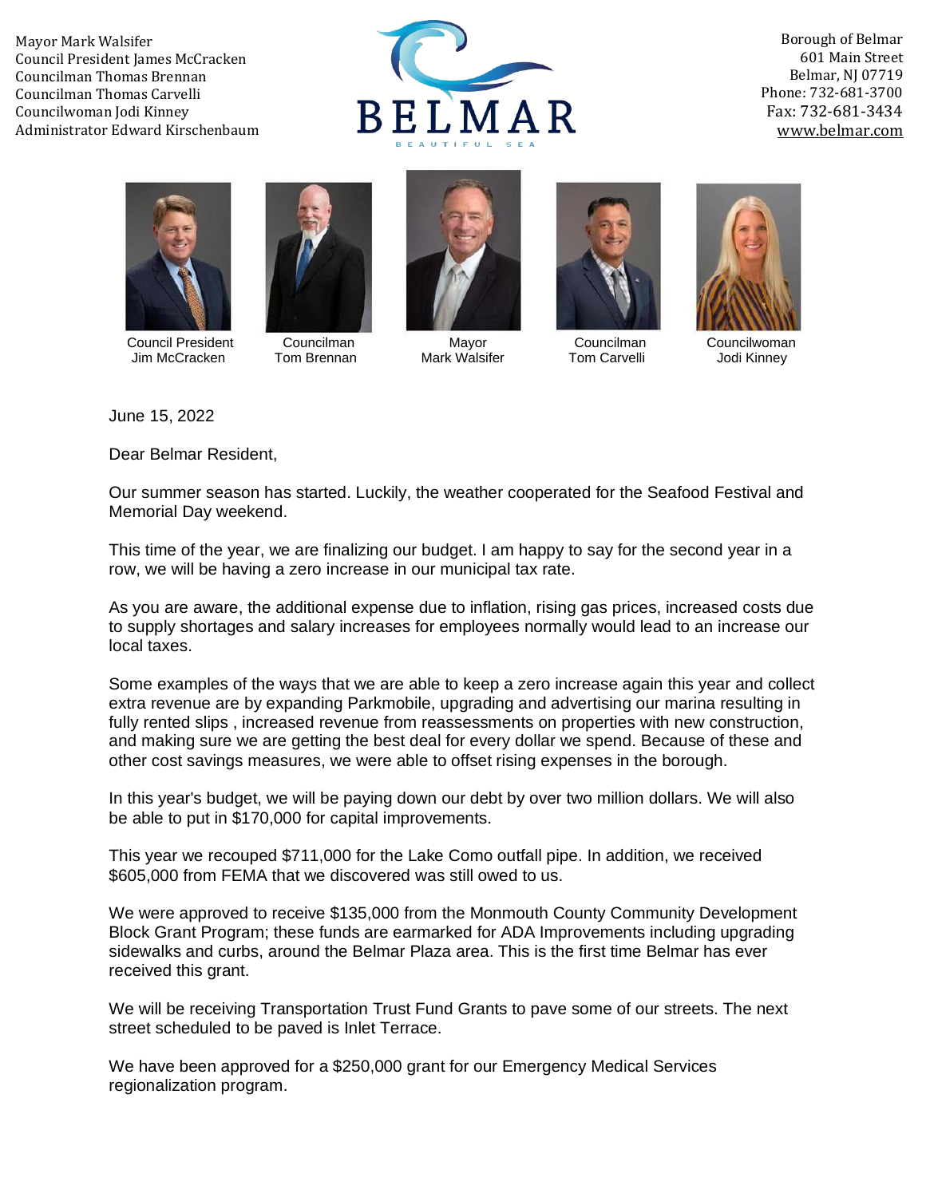Mayor Mark Walsifer
Council President James McCracken
Councilman Thomas Brennan
Councilman Thomas Carvelli
Councilwoman Jodi Kinney
Administrator Edward Kirschenbaum

BELMAR
BEAUTIFUL SEA

Borough of Belmar
601 Main Street
Belmar, NJ 07719
Phone: 732-681-3700
Fax: 732-681-3434
www.belmar.com

Council President Jim McCracken | Councilman Tom Brennan | Mayor Mark Walsifer | Councilman Tom Carvelli | Councilwoman Jodi Kinney

June 15, 2022

Dear Belmar Resident,

Our summer season has started. Luckily, the weather cooperated for the Seafood Festival and Memorial Day weekend.

This time of the year, we are finalizing our budget. I am happy to say for the second year in a row, we will be having a zero increase in our municipal tax rate.

As you are aware, the additional expense due to inflation, rising gas prices, increased costs due to supply shortages and salary increases for employees normally would lead to an increase our local taxes.

Some examples of the ways that we are able to keep a zero increase again this year and collect extra revenue are by expanding Parkmobile, upgrading and advertising our marina resulting in fully rented slips , increased revenue from reassessments on properties with new construction, and making sure we are getting the best deal for every dollar we spend. Because of these and other cost savings measures, we were able to offset rising expenses in the borough.

In this year's budget, we will be paying down our debt by over two million dollars. We will also be able to put in $170,000 for capital improvements.

This year we recouped $711,000 for the Lake Como outfall pipe. In addition, we received $605,000 from FEMA that we discovered was still owed to us.

We were approved to receive $135,000 from the Monmouth County Community Development Block Grant Program; these funds are earmarked for ADA Improvements including upgrading sidewalks and curbs, around the Belmar Plaza area. This is the first time Belmar has ever received this grant.

We will be receiving Transportation Trust Fund Grants to pave some of our streets. The next street scheduled to be paved is Inlet Terrace.

We have been approved for a $250,000 grant for our Emergency Medical Services regionalization program.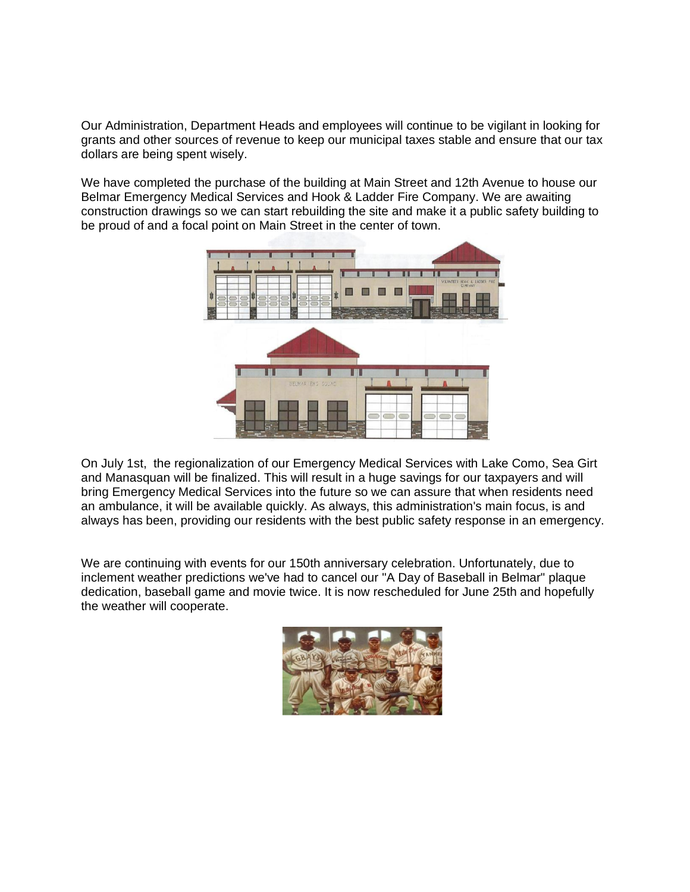Our Administration, Department Heads and employees will continue to be vigilant in looking for grants and other sources of revenue to keep our municipal taxes stable and ensure that our tax dollars are being spent wisely.

We have completed the purchase of the building at Main Street and 12th Avenue to house our Belmar Emergency Medical Services and Hook & Ladder Fire Company. We are awaiting construction drawings so we can start rebuilding the site and make it a public safety building to be proud of and a focal point on Main Street in the center of town.

On July 1st, the regionalization of our Emergency Medical Services with Lake Como, Sea Girt and Manasquan will be finalized. This will result in a huge savings for our taxpayers and will bring Emergency Medical Services into the future so we can assure that when residents need an ambulance, it will be available quickly. As always, this administration's main focus, is and always has been, providing our residents with the best public safety response in an emergency.

We are continuing with events for our 150th anniversary celebration. Unfortunately, due to inclement weather predictions we've had to cancel our "A Day of Baseball in Belmar" plaque dedication, baseball game and movie twice. It is now rescheduled for June 25th and hopefully the weather will cooperate.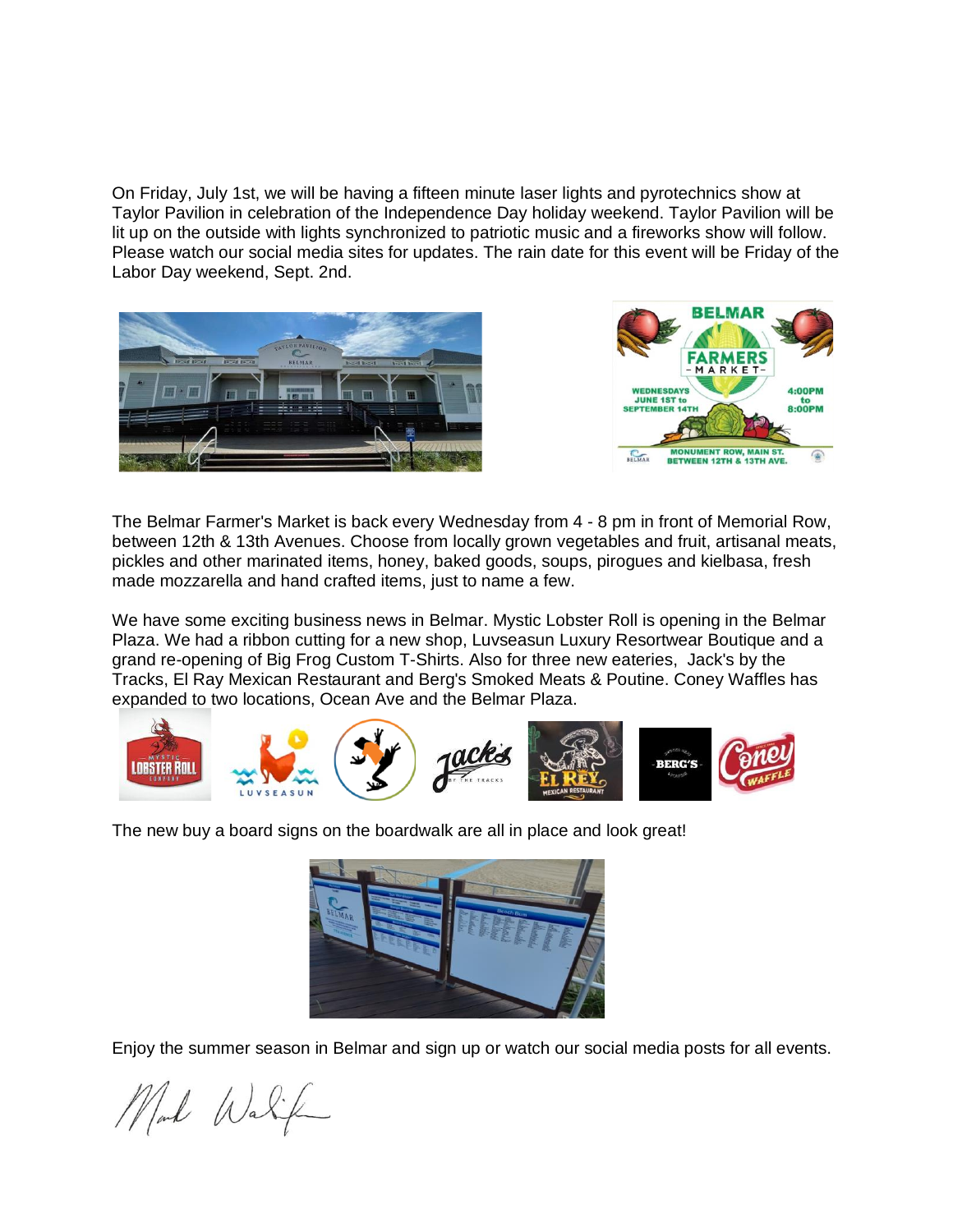On Friday, July 1st, we will be having a fifteen minute laser lights and pyrotechnics show at Taylor Pavilion in celebration of the Independence Day holiday weekend. Taylor Pavilion will be lit up on the outside with lights synchronized to patriotic music and a fireworks show will follow. Please watch our social media sites for updates. The rain date for this event will be Friday of the Labor Day weekend, Sept. 2nd.

The Belmar Farmer's Market is back every Wednesday from 4 - 8 pm in front of Memorial Row, between 12th & 13th Avenues. Choose from locally grown vegetables and fruit, artisanal meats, pickles and other marinated items, honey, baked goods, soups, pirogues and kielbasa, fresh made mozzarella and hand crafted items, just to name a few.

We have some exciting business news in Belmar. Mystic Lobster Roll is opening in the Belmar Plaza. We had a ribbon cutting for a new shop, Luvseasun Luxury Resortwear Boutique and a grand re-opening of Big Frog Custom T-Shirts. Also for three new eateries, Jack's by the Tracks, El Ray Mexican Restaurant and Berg's Smoked Meats & Poutine. Coney Waffles has expanded to two locations, Ocean Ave and the Belmar Plaza.

The new buy a board signs on the boardwalk are all in place and look great!

Enjoy the summer season in Belmar and sign up or watch our social media posts for all events.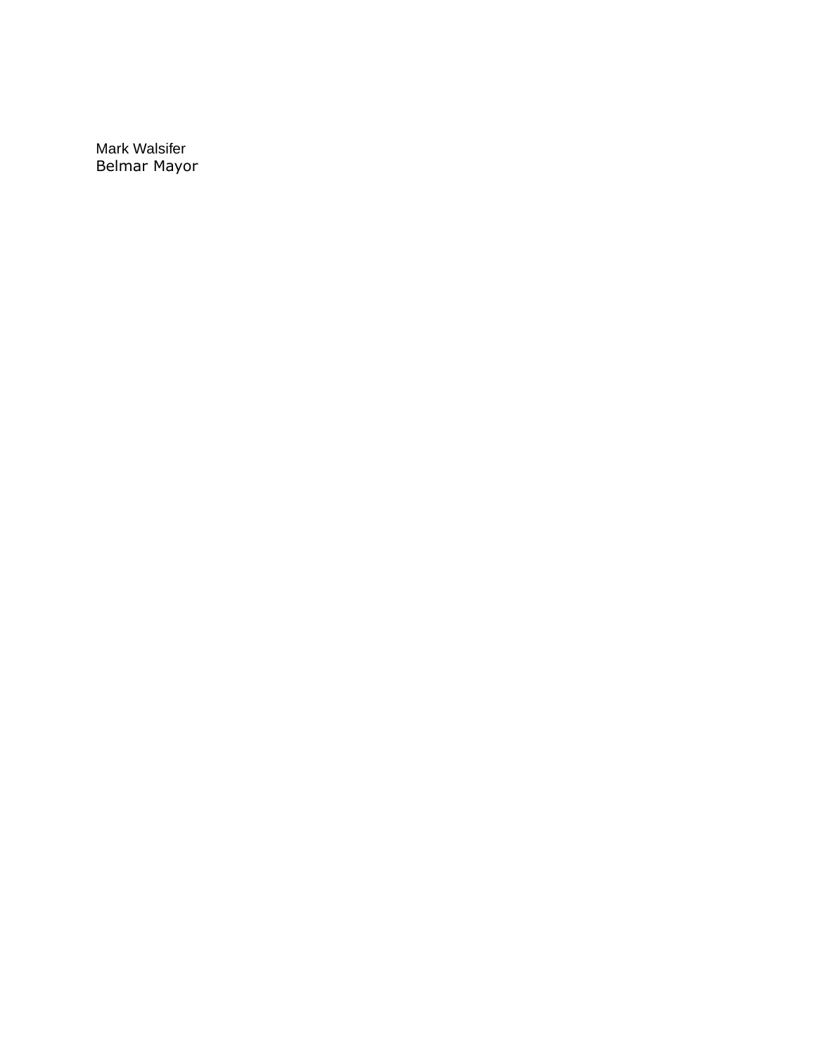Mark Walsifer
Belmar Mayor